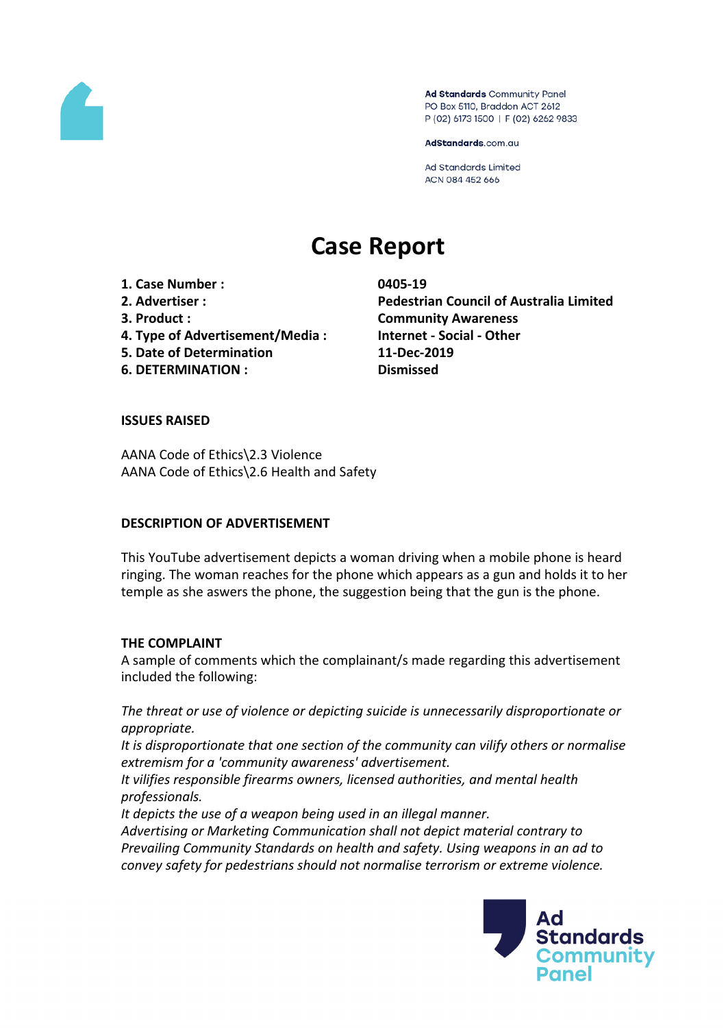Ad Standards Community Panel
PO Box 5110, Braddon ACT 2612
P (02) 6173 1500 | F (02) 6262 9833

AdStandards.com.au

Ad Standards Limited
ACN 084 452 666

# Case Report

| | |
|---|---|
| **1. Case Number :** | **0405-19** |
| **2. Advertiser :** | **Pedestrian Council of Australia Limited** |
| **3. Product :** | **Community Awareness** |
| **4. Type of Advertisement/Media :** | **Internet - Social - Other** |
| **5. Date of Determination** | **11-Dec-2019** |
| **6. DETERMINATION :** | **Dismissed** |

**ISSUES RAISED**

AANA Code of Ethics\2.3 Violence
AANA Code of Ethics\2.6 Health and Safety

**DESCRIPTION OF ADVERTISEMENT**

This YouTube advertisement depicts a woman driving when a mobile phone is heard ringing. The woman reaches for the phone which appears as a gun and holds it to her temple as she aswers the phone, the suggestion being that the gun is the phone.

**THE COMPLAINT**

A sample of comments which the complainant/s made regarding this advertisement included the following:

*The threat or use of violence or depicting suicide is unnecessarily disproportionate or appropriate.*
*It is disproportionate that one section of the community can vilify others or normalise extremism for a 'community awareness' advertisement.*
*It vilifies responsible firearms owners, licensed authorities, and mental health professionals.*
*It depicts the use of a weapon being used in an illegal manner.*
*Advertising or Marketing Communication shall not depict material contrary to Prevailing Community Standards on health and safety. Using weapons in an ad to convey safety for pedestrians should not normalise terrorism or extreme violence.*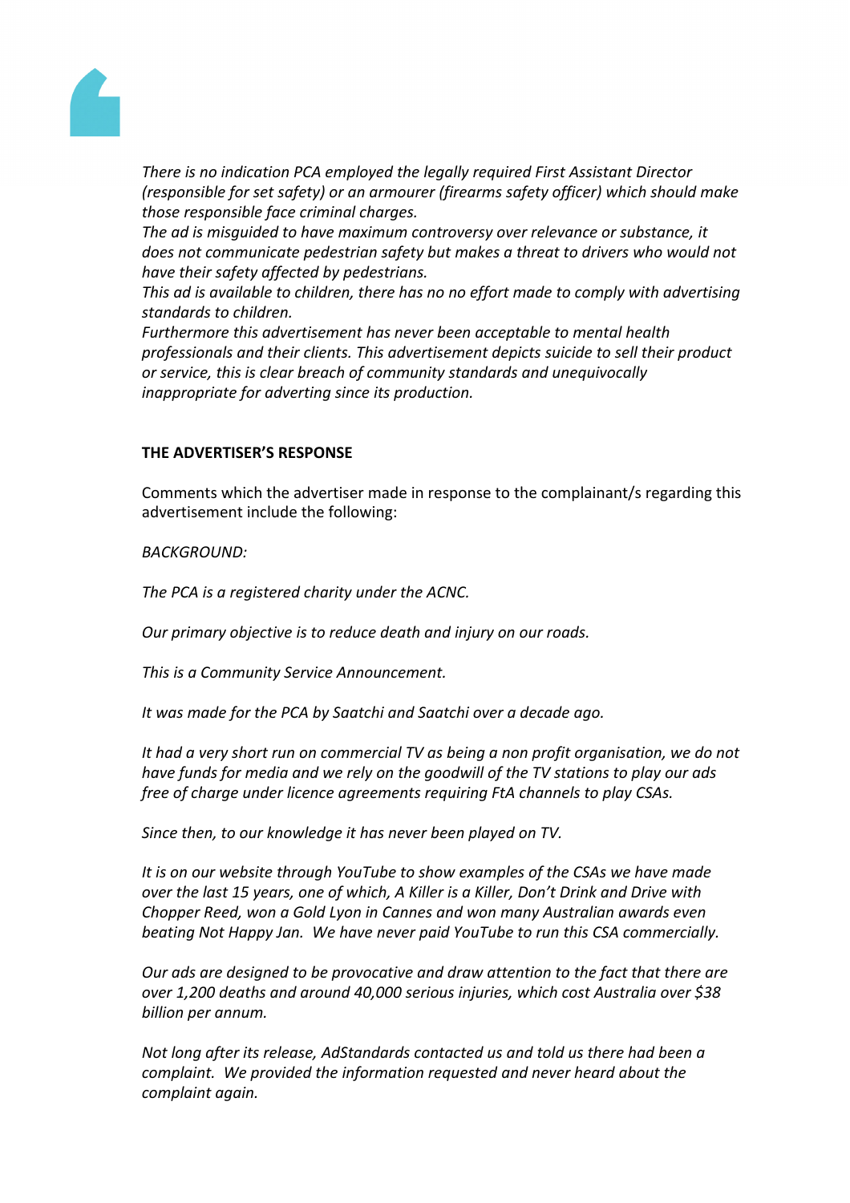*There is no indication PCA employed the legally required First Assistant Director (responsible for set safety) or an armourer (firearms safety officer) which should make those responsible face criminal charges.*
*The ad is misguided to have maximum controversy over relevance or substance, it does not communicate pedestrian safety but makes a threat to drivers who would not have their safety affected by pedestrians.*
*This ad is available to children, there has no no effort made to comply with advertising standards to children.*
*Furthermore this advertisement has never been acceptable to mental health professionals and their clients. This advertisement depicts suicide to sell their product or service, this is clear breach of community standards and unequivocally inappropriate for adverting since its production.*

**THE ADVERTISER'S RESPONSE**

Comments which the advertiser made in response to the complainant/s regarding this advertisement include the following:

*BACKGROUND:*

*The PCA is a registered charity under the ACNC.*

*Our primary objective is to reduce death and injury on our roads.*

*This is a Community Service Announcement.*

*It was made for the PCA by Saatchi and Saatchi over a decade ago.*

*It had a very short run on commercial TV as being a non profit organisation, we do not have funds for media and we rely on the goodwill of the TV stations to play our ads free of charge under licence agreements requiring FtA channels to play CSAs.*

*Since then, to our knowledge it has never been played on TV.*

*It is on our website through YouTube to show examples of the CSAs we have made over the last 15 years, one of which, A Killer is a Killer, Don't Drink and Drive with Chopper Reed, won a Gold Lyon in Cannes and won many Australian awards even beating Not Happy Jan. We have never paid YouTube to run this CSA commercially.*

*Our ads are designed to be provocative and draw attention to the fact that there are over 1,200 deaths and around 40,000 serious injuries, which cost Australia over $38 billion per annum.*

*Not long after its release, AdStandards contacted us and told us there had been a complaint. We provided the information requested and never heard about the complaint again.*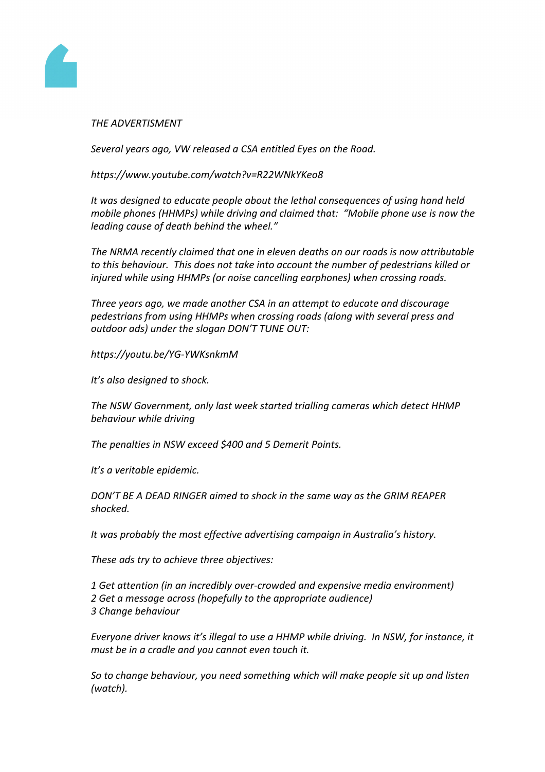*THE ADVERTISMENT*

*Several years ago, VW released a CSA entitled Eyes on the Road.*

*https://www.youtube.com/watch?v=R22WNkYKeo8*

*It was designed to educate people about the lethal consequences of using hand held mobile phones (HHMPs) while driving and claimed that: "Mobile phone use is now the leading cause of death behind the wheel."*

*The NRMA recently claimed that one in eleven deaths on our roads is now attributable to this behaviour. This does not take into account the number of pedestrians killed or injured while using HHMPs (or noise cancelling earphones) when crossing roads.*

*Three years ago, we made another CSA in an attempt to educate and discourage pedestrians from using HHMPs when crossing roads (along with several press and outdoor ads) under the slogan DON'T TUNE OUT:*

*https://youtu.be/YG-YWKsnkmM*

*It's also designed to shock.*

*The NSW Government, only last week started trialling cameras which detect HHMP behaviour while driving*

*The penalties in NSW exceed $400 and 5 Demerit Points.*

*It's a veritable epidemic.*

*DON'T BE A DEAD RINGER aimed to shock in the same way as the GRIM REAPER shocked.*

*It was probably the most effective advertising campaign in Australia's history.*

*These ads try to achieve three objectives:*

*1 Get attention (in an incredibly over-crowded and expensive media environment)*
*2 Get a message across (hopefully to the appropriate audience)*
*3 Change behaviour*

*Everyone driver knows it's illegal to use a HHMP while driving. In NSW, for instance, it must be in a cradle and you cannot even touch it.*

*So to change behaviour, you need something which will make people sit up and listen (watch).*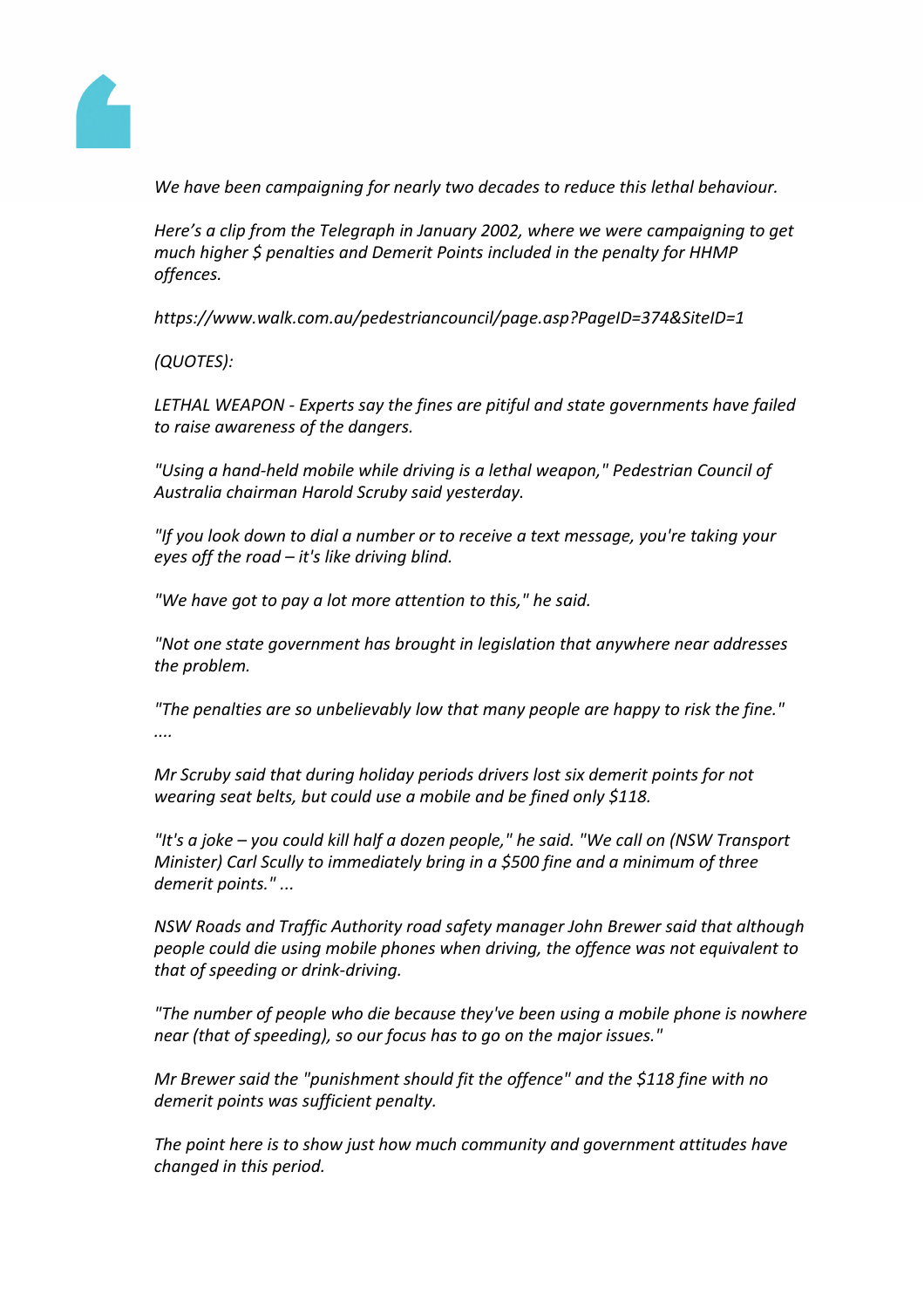*We have been campaigning for nearly two decades to reduce this lethal behaviour.*

*Here's a clip from the Telegraph in January 2002, where we were campaigning to get much higher $ penalties and Demerit Points included in the penalty for HHMP offences.*

*https://www.walk.com.au/pedestriancouncil/page.asp?PageID=374&SiteID=1*

*(QUOTES):*

*LETHAL WEAPON - Experts say the fines are pitiful and state governments have failed to raise awareness of the dangers.*

*"Using a hand-held mobile while driving is a lethal weapon," Pedestrian Council of Australia chairman Harold Scruby said yesterday.*

*"If you look down to dial a number or to receive a text message, you're taking your eyes off the road – it's like driving blind.*

*"We have got to pay a lot more attention to this," he said.*

*"Not one state government has brought in legislation that anywhere near addresses the problem.*

*"The penalties are so unbelievably low that many people are happy to risk the fine."*
*....*

*Mr Scruby said that during holiday periods drivers lost six demerit points for not wearing seat belts, but could use a mobile and be fined only $118.*

*"It's a joke – you could kill half a dozen people," he said. "We call on (NSW Transport Minister) Carl Scully to immediately bring in a $500 fine and a minimum of three demerit points." ...*

*NSW Roads and Traffic Authority road safety manager John Brewer said that although people could die using mobile phones when driving, the offence was not equivalent to that of speeding or drink-driving.*

*"The number of people who die because they've been using a mobile phone is nowhere near (that of speeding), so our focus has to go on the major issues."*

*Mr Brewer said the "punishment should fit the offence" and the $118 fine with no demerit points was sufficient penalty.*

*The point here is to show just how much community and government attitudes have changed in this period.*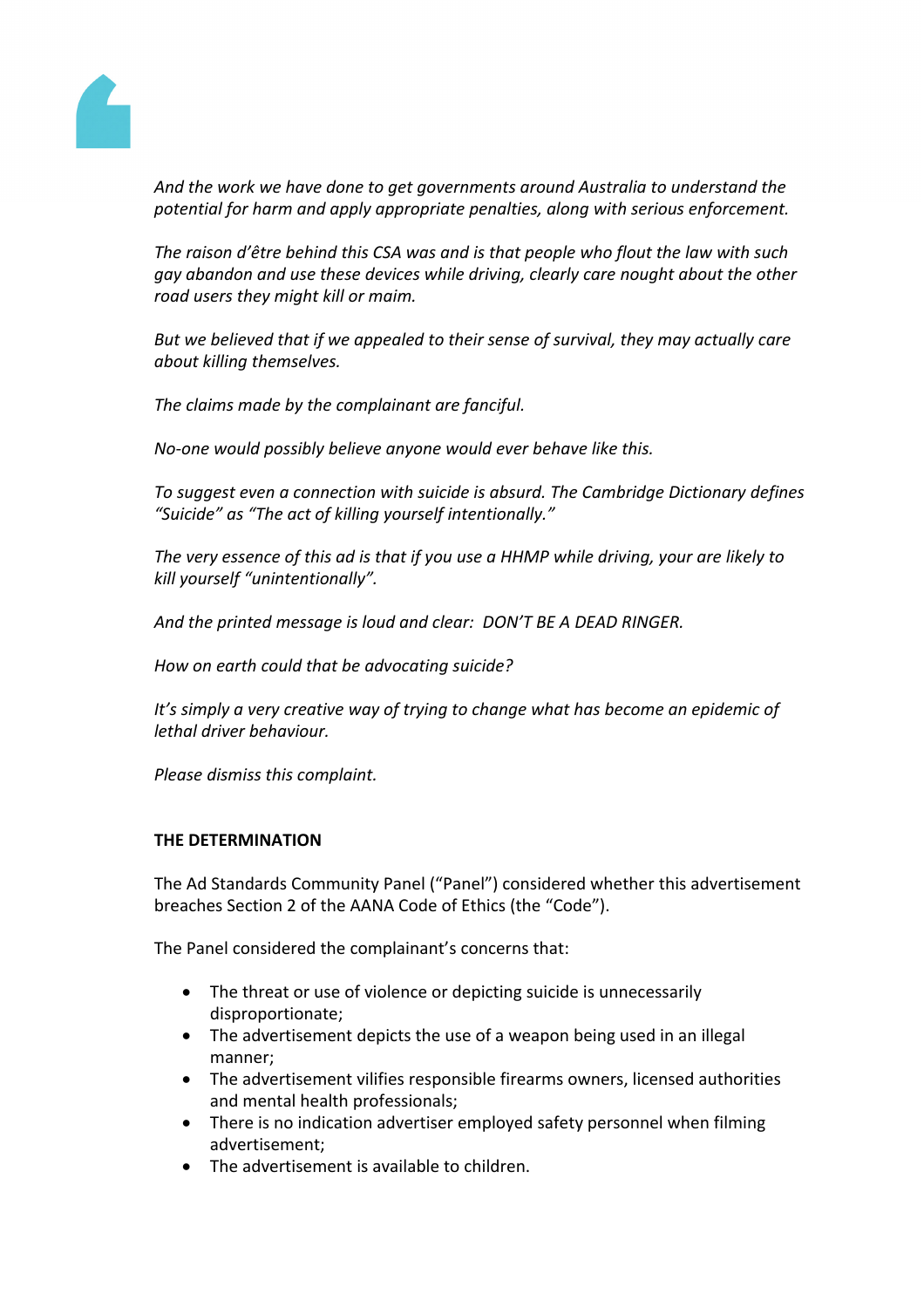*And the work we have done to get governments around Australia to understand the potential for harm and apply appropriate penalties, along with serious enforcement.*

*The raison d'être behind this CSA was and is that people who flout the law with such gay abandon and use these devices while driving, clearly care nought about the other road users they might kill or maim.*

*But we believed that if we appealed to their sense of survival, they may actually care about killing themselves.*

*The claims made by the complainant are fanciful.*

*No-one would possibly believe anyone would ever behave like this.*

*To suggest even a connection with suicide is absurd. The Cambridge Dictionary defines "Suicide" as "The act of killing yourself intentionally."*

*The very essence of this ad is that if you use a HHMP while driving, your are likely to kill yourself "unintentionally".*

*And the printed message is loud and clear: DON'T BE A DEAD RINGER.*

*How on earth could that be advocating suicide?*

*It's simply a very creative way of trying to change what has become an epidemic of lethal driver behaviour.*

*Please dismiss this complaint.*

**THE DETERMINATION**

The Ad Standards Community Panel ("Panel") considered whether this advertisement breaches Section 2 of the AANA Code of Ethics (the "Code").

The Panel considered the complainant's concerns that:

- The threat or use of violence or depicting suicide is unnecessarily disproportionate;
- The advertisement depicts the use of a weapon being used in an illegal manner;
- The advertisement vilifies responsible firearms owners, licensed authorities and mental health professionals;
- There is no indication advertiser employed safety personnel when filming advertisement;
- The advertisement is available to children.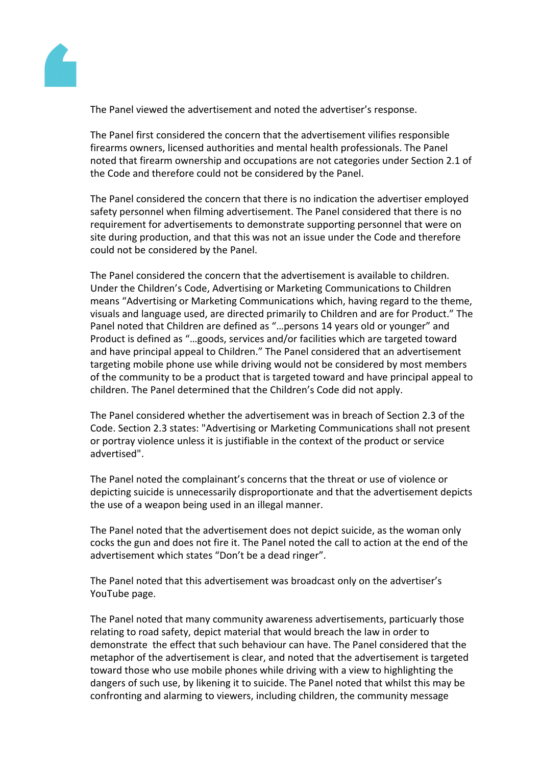The Panel viewed the advertisement and noted the advertiser's response.

The Panel first considered the concern that the advertisement vilifies responsible firearms owners, licensed authorities and mental health professionals. The Panel noted that firearm ownership and occupations are not categories under Section 2.1 of the Code and therefore could not be considered by the Panel.

The Panel considered the concern that there is no indication the advertiser employed safety personnel when filming advertisement. The Panel considered that there is no requirement for advertisements to demonstrate supporting personnel that were on site during production, and that this was not an issue under the Code and therefore could not be considered by the Panel.

The Panel considered the concern that the advertisement is available to children. Under the Children's Code, Advertising or Marketing Communications to Children means "Advertising or Marketing Communications which, having regard to the theme, visuals and language used, are directed primarily to Children and are for Product." The Panel noted that Children are defined as "…persons 14 years old or younger" and Product is defined as "…goods, services and/or facilities which are targeted toward and have principal appeal to Children." The Panel considered that an advertisement targeting mobile phone use while driving would not be considered by most members of the community to be a product that is targeted toward and have principal appeal to children. The Panel determined that the Children's Code did not apply.

The Panel considered whether the advertisement was in breach of Section 2.3 of the Code. Section 2.3 states: "Advertising or Marketing Communications shall not present or portray violence unless it is justifiable in the context of the product or service advertised".

The Panel noted the complainant's concerns that the threat or use of violence or depicting suicide is unnecessarily disproportionate and that the advertisement depicts the use of a weapon being used in an illegal manner.

The Panel noted that the advertisement does not depict suicide, as the woman only cocks the gun and does not fire it. The Panel noted the call to action at the end of the advertisement which states "Don't be a dead ringer".

The Panel noted that this advertisement was broadcast only on the advertiser's YouTube page.

The Panel noted that many community awareness advertisements, particularly those relating to road safety, depict material that would breach the law in order to demonstrate the effect that such behaviour can have. The Panel considered that the metaphor of the advertisement is clear, and noted that the advertisement is targeted toward those who use mobile phones while driving with a view to highlighting the dangers of such use, by likening it to suicide. The Panel noted that whilst this may be confronting and alarming to viewers, including children, the community message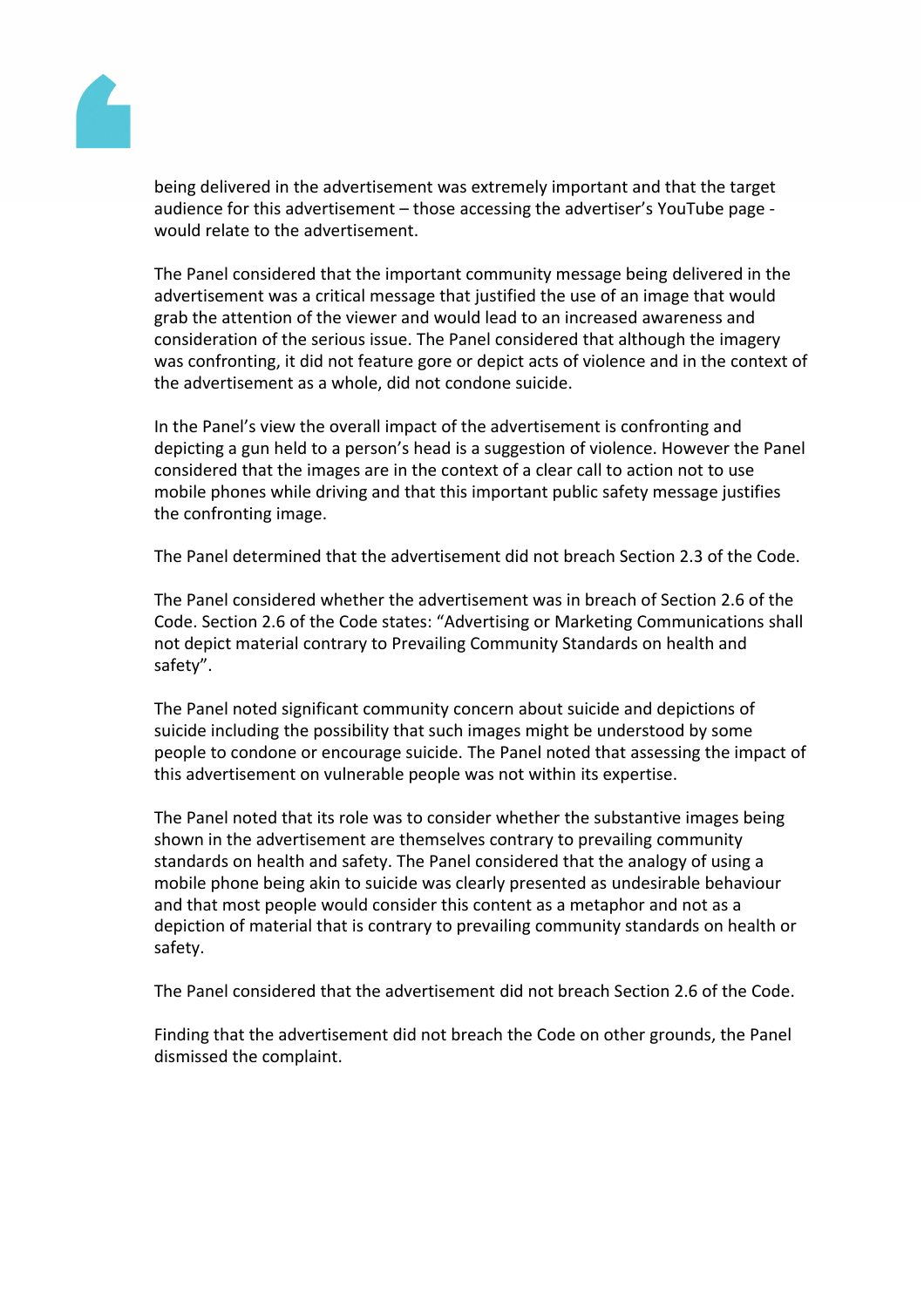being delivered in the advertisement was extremely important and that the target audience for this advertisement – those accessing the advertiser's YouTube page - would relate to the advertisement.

The Panel considered that the important community message being delivered in the advertisement was a critical message that justified the use of an image that would grab the attention of the viewer and would lead to an increased awareness and consideration of the serious issue. The Panel considered that although the imagery was confronting, it did not feature gore or depict acts of violence and in the context of the advertisement as a whole, did not condone suicide.

In the Panel's view the overall impact of the advertisement is confronting and depicting a gun held to a person's head is a suggestion of violence. However the Panel considered that the images are in the context of a clear call to action not to use mobile phones while driving and that this important public safety message justifies the confronting image.

The Panel determined that the advertisement did not breach Section 2.3 of the Code.

The Panel considered whether the advertisement was in breach of Section 2.6 of the Code. Section 2.6 of the Code states: "Advertising or Marketing Communications shall not depict material contrary to Prevailing Community Standards on health and safety".

The Panel noted significant community concern about suicide and depictions of suicide including the possibility that such images might be understood by some people to condone or encourage suicide. The Panel noted that assessing the impact of this advertisement on vulnerable people was not within its expertise.

The Panel noted that its role was to consider whether the substantive images being shown in the advertisement are themselves contrary to prevailing community standards on health and safety. The Panel considered that the analogy of using a mobile phone being akin to suicide was clearly presented as undesirable behaviour and that most people would consider this content as a metaphor and not as a depiction of material that is contrary to prevailing community standards on health or safety.

The Panel considered that the advertisement did not breach Section 2.6 of the Code.

Finding that the advertisement did not breach the Code on other grounds, the Panel dismissed the complaint.